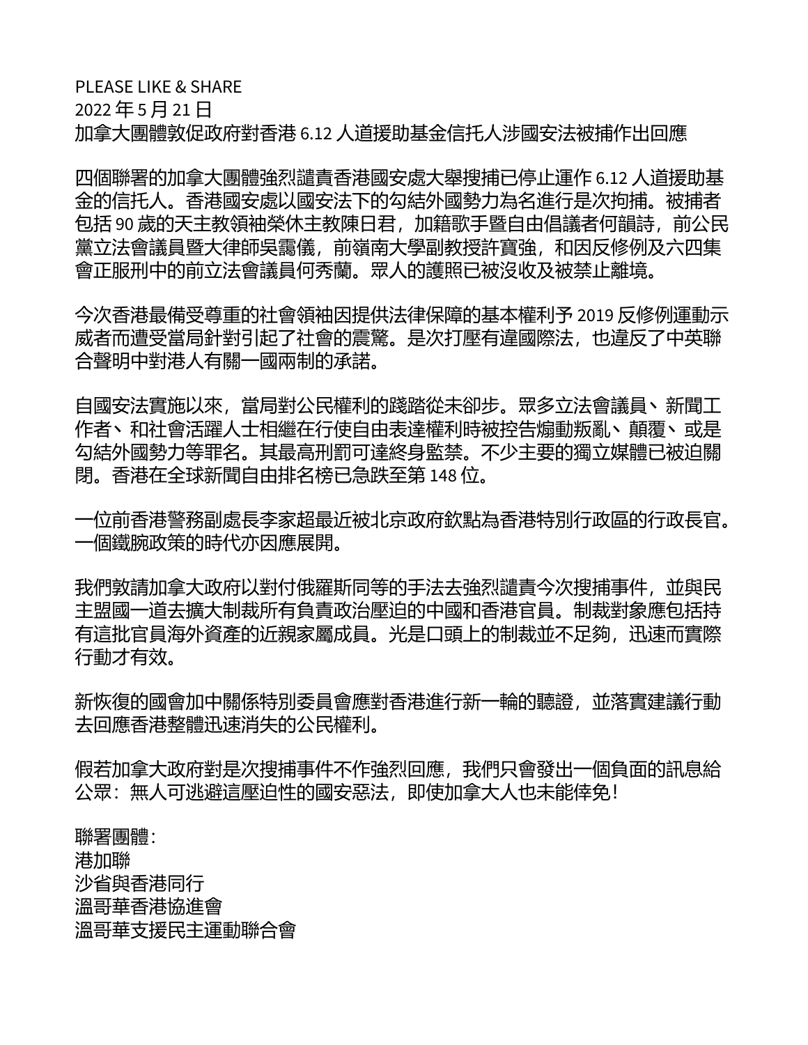PLEASE LIKE & SHARE
2022 年 5 月 21 日
加拿大團體敦促政府對香港 6.12 人道援助基金信托人涉國安法被捕作出回應

四個聯署的加拿大團體強烈譴責香港國安處大舉搜捕已停止運作 6.12 人道援助基金的信托人。香港國安處以國安法下的勾結外國勢力為名進行是次拘捕。被捕者包括 90 歲的天主教領袖榮休主教陳日君，加籍歌手暨自由倡議者何韻詩，前公民黨立法會議員暨大律師吳靄儀，前嶺南大學副教授許寶強，和因反修例及六四集會正服刑中的前立法會議員何秀蘭。眾人的護照已被沒收及被禁止離境。

今次香港最備受尊重的社會領袖因提供法律保障的基本權利予 2019 反修例運動示威者而遭受當局針對引起了社會的震驚。是次打壓有違國際法，也違反了中英聯合聲明中對港人有關一國兩制的承諾。

自國安法實施以來，當局對公民權利的踐踏從未卻步。眾多立法會議員、新聞工作者、和社會活躍人士相繼在行使自由表達權利時被控告煽動叛亂、顛覆、或是勾結外國勢力等罪名。其最高刑罰可達終身監禁。不少主要的獨立媒體已被迫關閉。香港在全球新聞自由排名榜已急跌至第 148 位。

一位前香港警務副處長李家超最近被北京政府欽點為香港特別行政區的行政長官。一個鐵腕政策的時代亦因應展開。

我們敦請加拿大政府以對付俄羅斯同等的手法去強烈譴責今次搜捕事件，並與民主盟國一道去擴大制裁所有負責政治壓迫的中國和香港官員。制裁對象應包括持有這批官員海外資產的近親家屬成員。光是口頭上的制裁並不足夠，迅速而實際行動才有效。

新恢復的國會加中關係特別委員會應對香港進行新一輪的聽證，並落實建議行動去回應香港整體迅速消失的公民權利。

假若加拿大政府對是次搜捕事件不作強烈回應，我們只會發出一個負面的訊息給公眾：無人可逃避這壓迫性的國安惡法，即使加拿大人也未能倖免！

聯署團體：
港加聯
沙省與香港同行
溫哥華香港協進會
溫哥華支援民主運動聯合會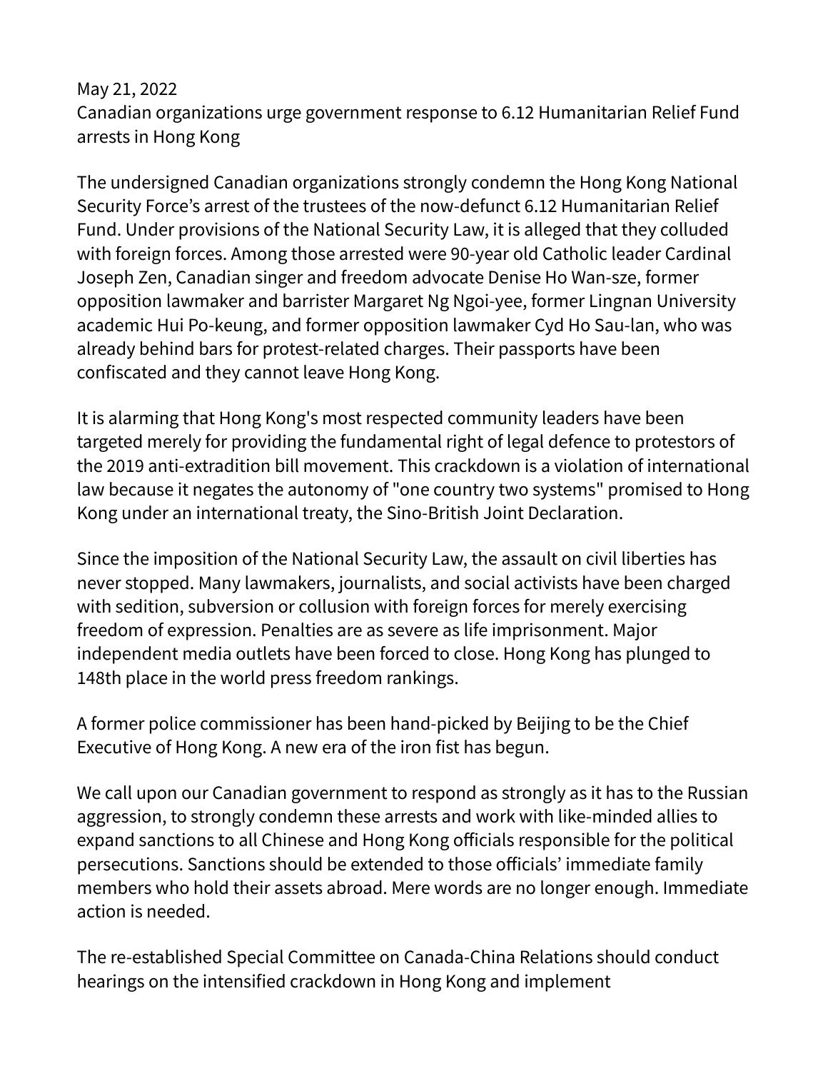May 21, 2022
Canadian organizations urge government response to 6.12 Humanitarian Relief Fund arrests in Hong Kong

The undersigned Canadian organizations strongly condemn the Hong Kong National Security Force's arrest of the trustees of the now-defunct 6.12 Humanitarian Relief Fund. Under provisions of the National Security Law, it is alleged that they colluded with foreign forces. Among those arrested were 90-year old Catholic leader Cardinal Joseph Zen, Canadian singer and freedom advocate Denise Ho Wan-sze, former opposition lawmaker and barrister Margaret Ng Ngoi-yee, former Lingnan University academic Hui Po-keung, and former opposition lawmaker Cyd Ho Sau-lan, who was already behind bars for protest-related charges. Their passports have been confiscated and they cannot leave Hong Kong.

It is alarming that Hong Kong's most respected community leaders have been targeted merely for providing the fundamental right of legal defence to protestors of the 2019 anti-extradition bill movement. This crackdown is a violation of international law because it negates the autonomy of "one country two systems" promised to Hong Kong under an international treaty, the Sino-British Joint Declaration.

Since the imposition of the National Security Law, the assault on civil liberties has never stopped. Many lawmakers, journalists, and social activists have been charged with sedition, subversion or collusion with foreign forces for merely exercising freedom of expression. Penalties are as severe as life imprisonment. Major independent media outlets have been forced to close. Hong Kong has plunged to 148th place in the world press freedom rankings.

A former police commissioner has been hand-picked by Beijing to be the Chief Executive of Hong Kong. A new era of the iron fist has begun.

We call upon our Canadian government to respond as strongly as it has to the Russian aggression, to strongly condemn these arrests and work with like-minded allies to expand sanctions to all Chinese and Hong Kong officials responsible for the political persecutions. Sanctions should be extended to those officials' immediate family members who hold their assets abroad. Mere words are no longer enough. Immediate action is needed.

The re-established Special Committee on Canada-China Relations should conduct hearings on the intensified crackdown in Hong Kong and implement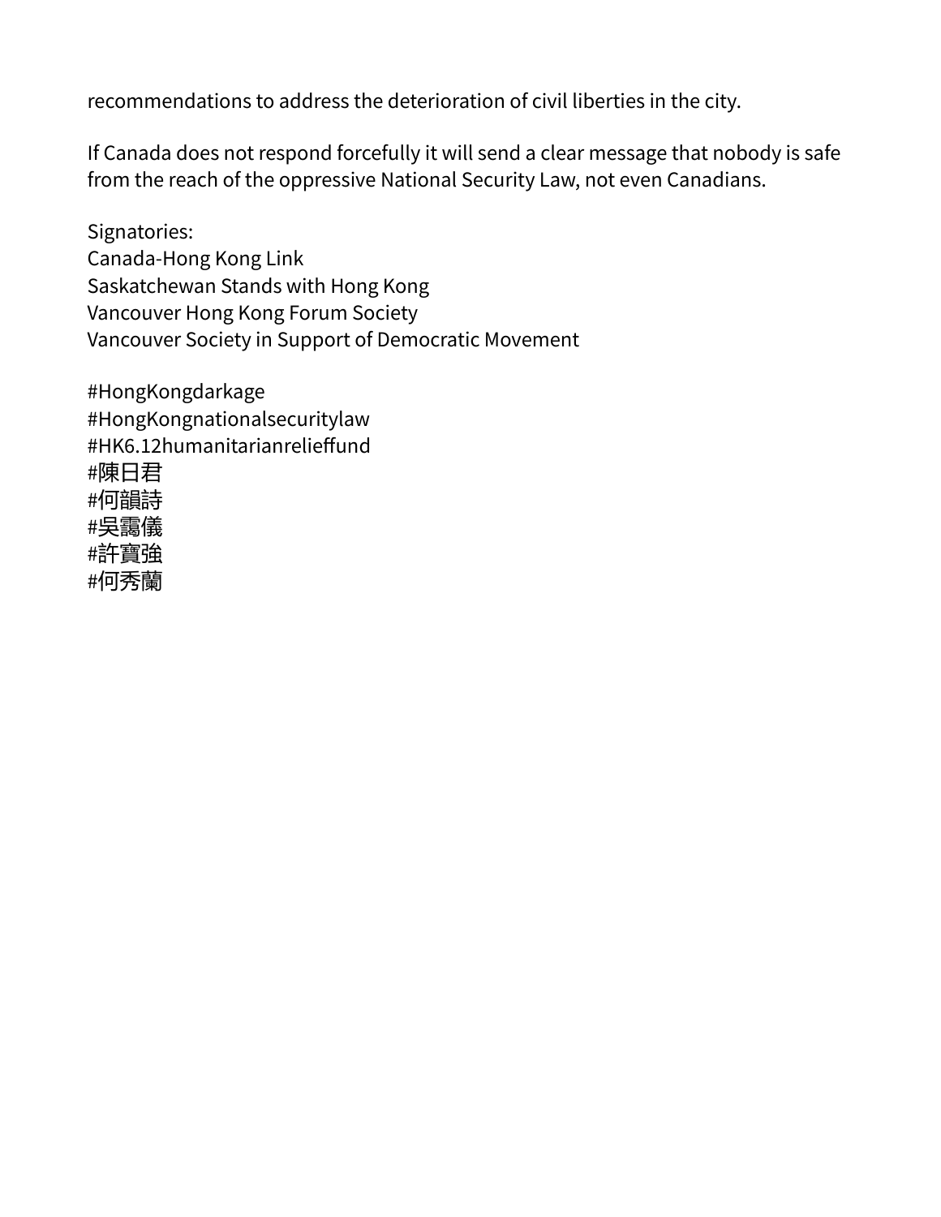recommendations to address the deterioration of civil liberties in the city.

If Canada does not respond forcefully it will send a clear message that nobody is safe from the reach of the oppressive National Security Law, not even Canadians.

Signatories:
Canada-Hong Kong Link
Saskatchewan Stands with Hong Kong
Vancouver Hong Kong Forum Society
Vancouver Society in Support of Democratic Movement

#HongKongdarkage
#HongKongnationalsecuritylaw
#HK6.12humanitarianrelieffund
#陳日君
#何韻詩
#吳靄儀
#許寶強
#何秀蘭